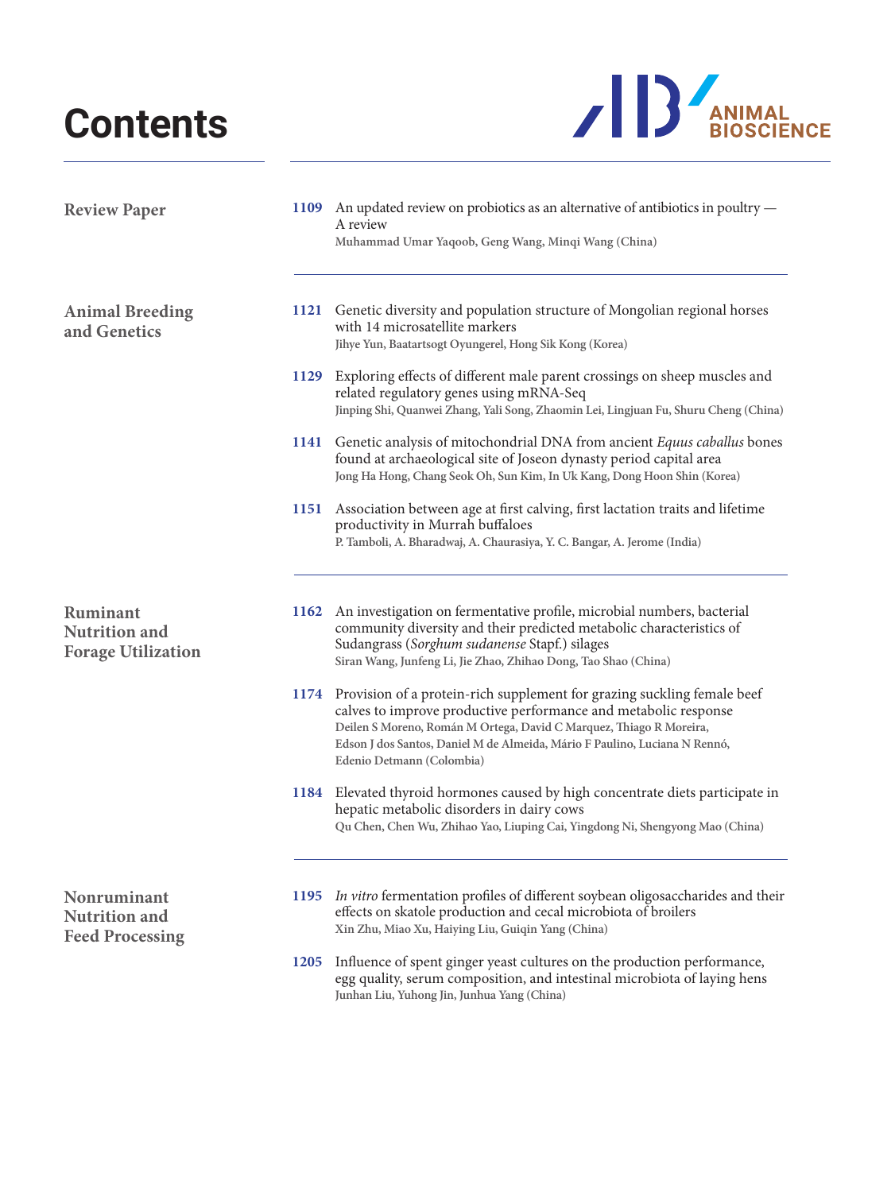# Contents

ANIMAL BIOSCIENCE

## Review Paper

**1109** An updated review on probiotics as an alternative of antibiotics in poultry — A review
Muhammad Umar Yaqoob, Geng Wang, Minqi Wang (China)

## Animal Breeding and Genetics

**1121** Genetic diversity and population structure of Mongolian regional horses with 14 microsatellite markers
Jihye Yun, Baatartsogt Oyungerel, Hong Sik Kong (Korea)

**1129** Exploring effects of different male parent crossings on sheep muscles and related regulatory genes using mRNA-Seq
Jinping Shi, Quanwei Zhang, Yali Song, Zhaomin Lei, Lingjuan Fu, Shuru Cheng (China)

**1141** Genetic analysis of mitochondrial DNA from ancient *Equus caballus* bones found at archaeological site of Joseon dynasty period capital area
Jong Ha Hong, Chang Seok Oh, Sun Kim, In Uk Kang, Dong Hoon Shin (Korea)

**1151** Association between age at first calving, first lactation traits and lifetime productivity in Murrah buffaloes
P. Tamboli, A. Bharadwaj, A. Chaurasiya, Y. C. Bangar, A. Jerome (India)

## Ruminant Nutrition and Forage Utilization

**1162** An investigation on fermentative profile, microbial numbers, bacterial community diversity and their predicted metabolic characteristics of Sudangrass (*Sorghum sudanense* Stapf.) silages
Siran Wang, Junfeng Li, Jie Zhao, Zhihao Dong, Tao Shao (China)

**1174** Provision of a protein-rich supplement for grazing suckling female beef calves to improve productive performance and metabolic response
Deilen S Moreno, Román M Ortega, David C Marquez, Thiago R Moreira, Edson J dos Santos, Daniel M de Almeida, Mário F Paulino, Luciana N Rennó, Edenio Detmann (Colombia)

**1184** Elevated thyroid hormones caused by high concentrate diets participate in hepatic metabolic disorders in dairy cows
Qu Chen, Chen Wu, Zhihao Yao, Liuping Cai, Yingdong Ni, Shengyong Mao (China)

## Nonruminant Nutrition and Feed Processing

**1195** *In vitro* fermentation profiles of different soybean oligosaccharides and their effects on skatole production and cecal microbiota of broilers
Xin Zhu, Miao Xu, Haiying Liu, Guiqin Yang (China)

**1205** Influence of spent ginger yeast cultures on the production performance, egg quality, serum composition, and intestinal microbiota of laying hens
Junhan Liu, Yuhong Jin, Junhua Yang (China)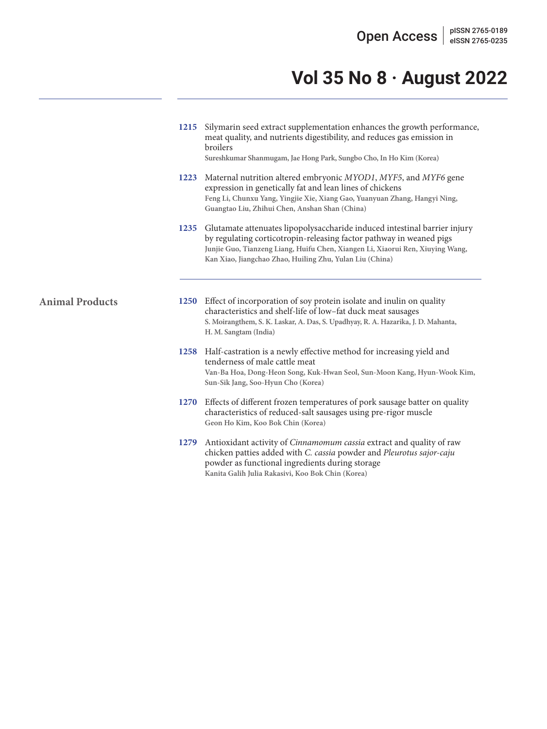# Vol 35 No 8 · August 2022

**1215** Silymarin seed extract supplementation enhances the growth performance, meat quality, and nutrients digestibility, and reduces gas emission in broilers
Sureshkumar Shanmugam, Jae Hong Park, Sungbo Cho, In Ho Kim (Korea)

**1223** Maternal nutrition altered embryonic *MYOD1*, *MYF5*, and *MYF6* gene expression in genetically fat and lean lines of chickens
Feng Li, Chunxu Yang, Yingjie Xie, Xiang Gao, Yuanyuan Zhang, Hangyi Ning, Guangtao Liu, Zhihui Chen, Anshan Shan (China)

**1235** Glutamate attenuates lipopolysaccharide induced intestinal barrier injury by regulating corticotropin-releasing factor pathway in weaned pigs
Junjie Guo, Tianzeng Liang, Huifu Chen, Xiangen Li, Xiaorui Ren, Xiuying Wang, Kan Xiao, Jiangchao Zhao, Huiling Zhu, Yulan Liu (China)

## Animal Products

**1250** Effect of incorporation of soy protein isolate and inulin on quality characteristics and shelf-life of low–fat duck meat sausages
S. Moirangthem, S. K. Laskar, A. Das, S. Upadhyay, R. A. Hazarika, J. D. Mahanta, H. M. Sangtam (India)

**1258** Half-castration is a newly effective method for increasing yield and tenderness of male cattle meat
Van-Ba Hoa, Dong-Heon Song, Kuk-Hwan Seol, Sun-Moon Kang, Hyun-Wook Kim, Sun-Sik Jang, Soo-Hyun Cho (Korea)

**1270** Effects of different frozen temperatures of pork sausage batter on quality characteristics of reduced-salt sausages using pre-rigor muscle
Geon Ho Kim, Koo Bok Chin (Korea)

**1279** Antioxidant activity of *Cinnamomum cassia* extract and quality of raw chicken patties added with *C. cassia* powder and *Pleurotus sajor-caju* powder as functional ingredients during storage
Kanita Galih Julia Rakasivi, Koo Bok Chin (Korea)